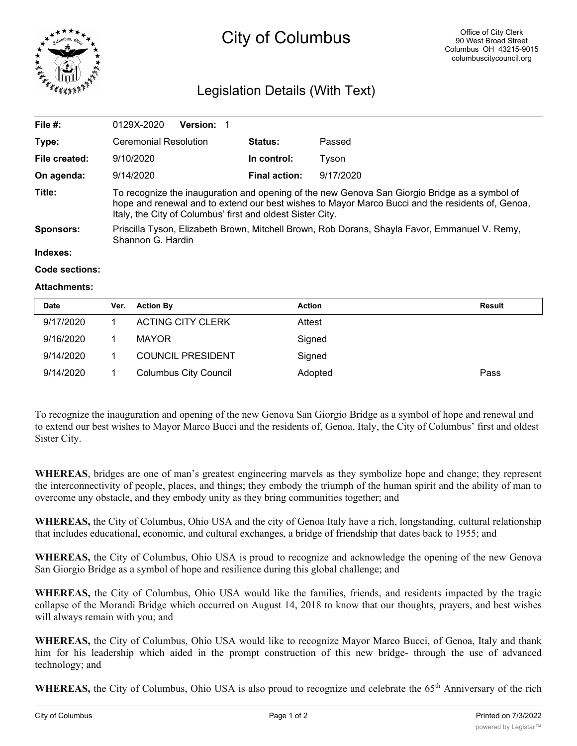# City of Columbus

Office of City Clerk
90 West Broad Street
Columbus OH 43215-9015
columbuscitycouncil.org

## Legislation Details (With Text)

| | | | |
|---|---|---|---|
| **File #:** | 0129X-2020 **Version:** 1 | | |
| **Type:** | Ceremonial Resolution | **Status:** | Passed |
| **File created:** | 9/10/2020 | **In control:** | Tyson |
| **On agenda:** | 9/14/2020 | **Final action:** | 9/17/2020 |
| **Title:** | To recognize the inauguration and opening of the new Genova San Giorgio Bridge as a symbol of hope and renewal and to extend our best wishes to Mayor Marco Bucci and the residents of, Genoa, Italy, the City of Columbus' first and oldest Sister City. | | |
| **Sponsors:** | Priscilla Tyson, Elizabeth Brown, Mitchell Brown, Rob Dorans, Shayla Favor, Emmanuel V. Remy, Shannon G. Hardin | | |
| **Indexes:** | | | |
| **Code sections:** | | | |
| **Attachments:** | | | |

| Date | Ver. | Action By | Action | Result |
|---|---|---|---|---|
| 9/17/2020 | 1 | ACTING CITY CLERK | Attest | |
| 9/16/2020 | 1 | MAYOR | Signed | |
| 9/14/2020 | 1 | COUNCIL PRESIDENT | Signed | |
| 9/14/2020 | 1 | Columbus City Council | Adopted | Pass |

To recognize the inauguration and opening of the new Genova San Giorgio Bridge as a symbol of hope and renewal and to extend our best wishes to Mayor Marco Bucci and the residents of, Genoa, Italy, the City of Columbus' first and oldest Sister City.

**WHEREAS**, bridges are one of man's greatest engineering marvels as they symbolize hope and change; they represent the interconnectivity of people, places, and things; they embody the triumph of the human spirit and the ability of man to overcome any obstacle, and they embody unity as they bring communities together; and

**WHEREAS,** the City of Columbus, Ohio USA and the city of Genoa Italy have a rich, longstanding, cultural relationship that includes educational, economic, and cultural exchanges, a bridge of friendship that dates back to 1955; and

**WHEREAS,** the City of Columbus, Ohio USA is proud to recognize and acknowledge the opening of the new Genova San Giorgio Bridge as a symbol of hope and resilience during this global challenge; and

**WHEREAS,** the City of Columbus, Ohio USA would like the families, friends, and residents impacted by the tragic collapse of the Morandi Bridge which occurred on August 14, 2018 to know that our thoughts, prayers, and best wishes will always remain with you; and

**WHEREAS,** the City of Columbus, Ohio USA would like to recognize Mayor Marco Bucci, of Genoa, Italy and thank him for his leadership which aided in the prompt construction of this new bridge- through the use of advanced technology; and

**WHEREAS,** the City of Columbus, Ohio USA is also proud to recognize and celebrate the 65th Anniversary of the rich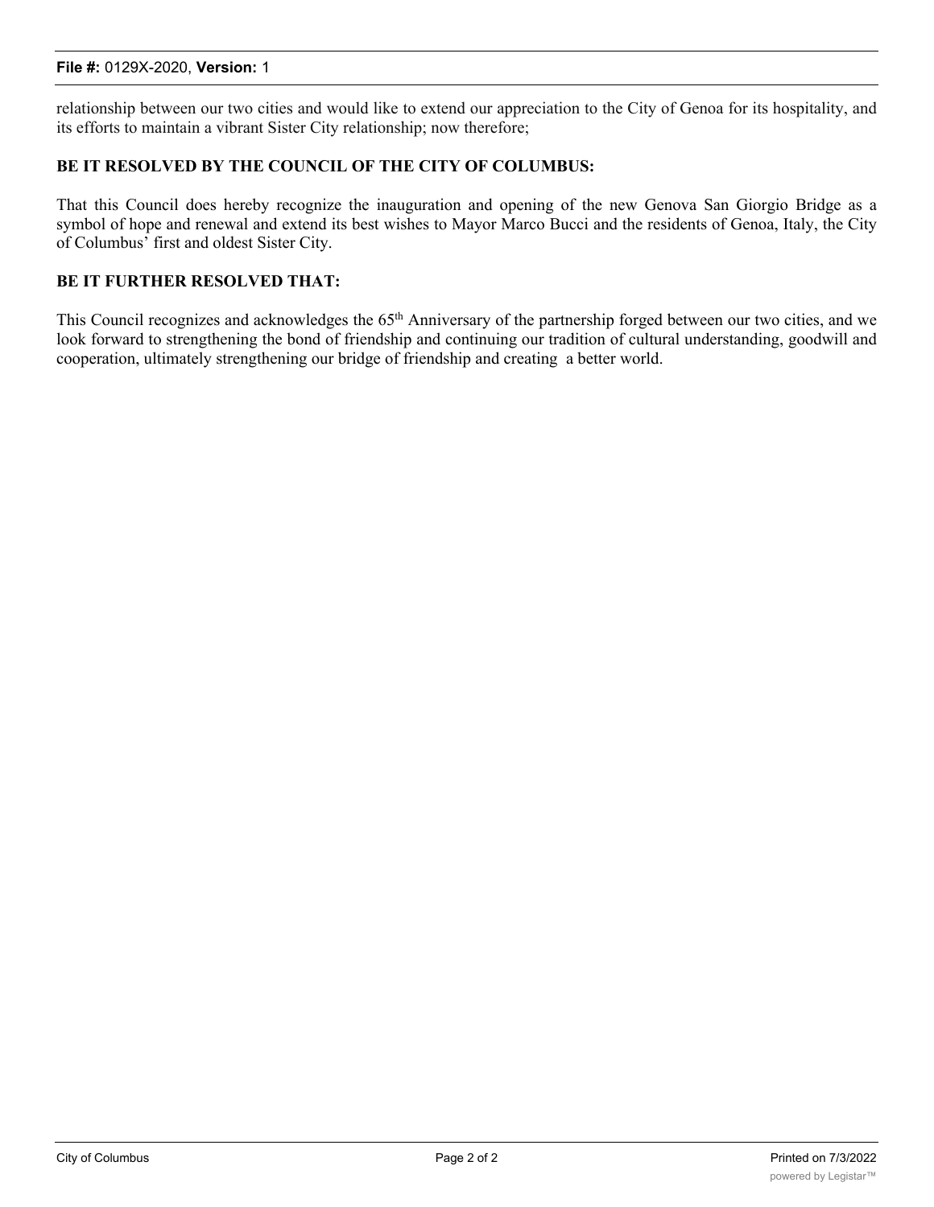relationship between our two cities and would like to extend our appreciation to the City of Genoa for its hospitality, and its efforts to maintain a vibrant Sister City relationship; now therefore;

**BE IT RESOLVED BY THE COUNCIL OF THE CITY OF COLUMBUS:**

That this Council does hereby recognize the inauguration and opening of the new Genova San Giorgio Bridge as a symbol of hope and renewal and extend its best wishes to Mayor Marco Bucci and the residents of Genoa, Italy, the City of Columbus' first and oldest Sister City.

**BE IT FURTHER RESOLVED THAT:**

This Council recognizes and acknowledges the 65th Anniversary of the partnership forged between our two cities, and we look forward to strengthening the bond of friendship and continuing our tradition of cultural understanding, goodwill and cooperation, ultimately strengthening our bridge of friendship and creating a better world.